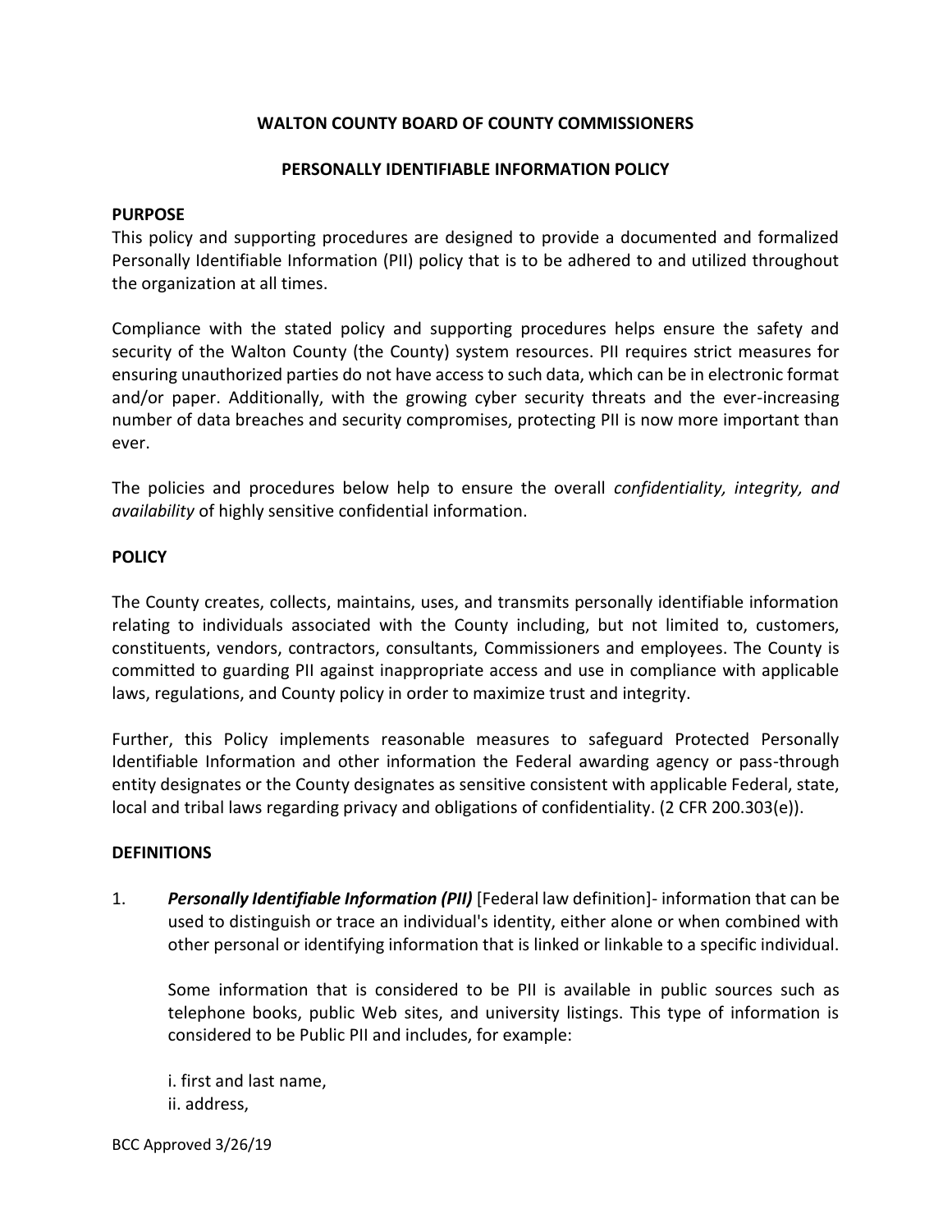# WALTON COUNTY BOARD OF COUNTY COMMISSIONERS

## PERSONALLY IDENTIFIABLE INFORMATION POLICY

### PURPOSE

This policy and supporting procedures are designed to provide a documented and formalized Personally Identifiable Information (PII) policy that is to be adhered to and utilized throughout the organization at all times.

Compliance with the stated policy and supporting procedures helps ensure the safety and security of the Walton County (the County) system resources. PII requires strict measures for ensuring unauthorized parties do not have access to such data, which can be in electronic format and/or paper. Additionally, with the growing cyber security threats and the ever-increasing number of data breaches and security compromises, protecting PII is now more important than ever.

The policies and procedures below help to ensure the overall *confidentiality, integrity, and availability* of highly sensitive confidential information.

### POLICY

The County creates, collects, maintains, uses, and transmits personally identifiable information relating to individuals associated with the County including, but not limited to, customers, constituents, vendors, contractors, consultants, Commissioners and employees. The County is committed to guarding PII against inappropriate access and use in compliance with applicable laws, regulations, and County policy in order to maximize trust and integrity.

Further, this Policy implements reasonable measures to safeguard Protected Personally Identifiable Information and other information the Federal awarding agency or pass-through entity designates or the County designates as sensitive consistent with applicable Federal, state, local and tribal laws regarding privacy and obligations of confidentiality. (2 CFR 200.303(e)).

### DEFINITIONS

1. ***Personally Identifiable Information (PII)*** [Federal law definition]- information that can be used to distinguish or trace an individual's identity, either alone or when combined with other personal or identifying information that is linked or linkable to a specific individual.

   Some information that is considered to be PII is available in public sources such as telephone books, public Web sites, and university listings. This type of information is considered to be Public PII and includes, for example:

   i. first and last name,
   ii. address,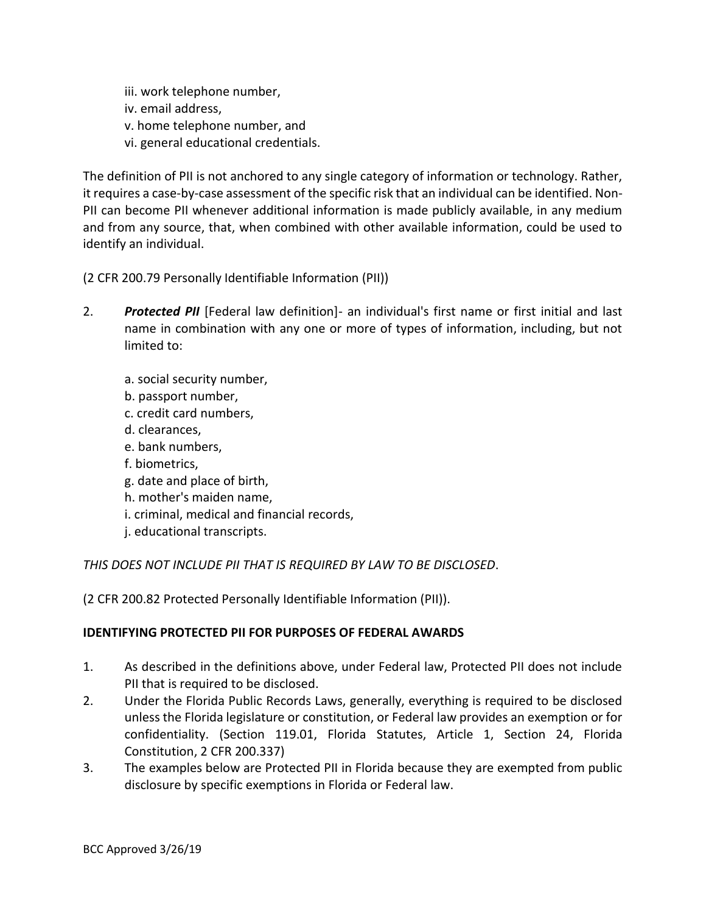iii. work telephone number,  
iv. email address,  
v. home telephone number, and  
vi. general educational credentials.

The definition of PII is not anchored to any single category of information or technology. Rather, it requires a case-by-case assessment of the specific risk that an individual can be identified. Non-PII can become PII whenever additional information is made publicly available, in any medium and from any source, that, when combined with other available information, could be used to identify an individual.

(2 CFR 200.79 Personally Identifiable Information (PII))

2. ***Protected PII*** [Federal law definition]- an individual's first name or first initial and last name in combination with any one or more of types of information, including, but not limited to:

   a. social security number,  
   b. passport number,  
   c. credit card numbers,  
   d. clearances,  
   e. bank numbers,  
   f. biometrics,  
   g. date and place of birth,  
   h. mother's maiden name,  
   i. criminal, medical and financial records,  
   j. educational transcripts.

*THIS DOES NOT INCLUDE PII THAT IS REQUIRED BY LAW TO BE DISCLOSED*.

(2 CFR 200.82 Protected Personally Identifiable Information (PII)).

**IDENTIFYING PROTECTED PII FOR PURPOSES OF FEDERAL AWARDS**

1. As described in the definitions above, under Federal law, Protected PII does not include PII that is required to be disclosed.
2. Under the Florida Public Records Laws, generally, everything is required to be disclosed unless the Florida legislature or constitution, or Federal law provides an exemption or for confidentiality. (Section 119.01, Florida Statutes, Article 1, Section 24, Florida Constitution, 2 CFR 200.337)
3. The examples below are Protected PII in Florida because they are exempted from public disclosure by specific exemptions in Florida or Federal law.

BCC Approved 3/26/19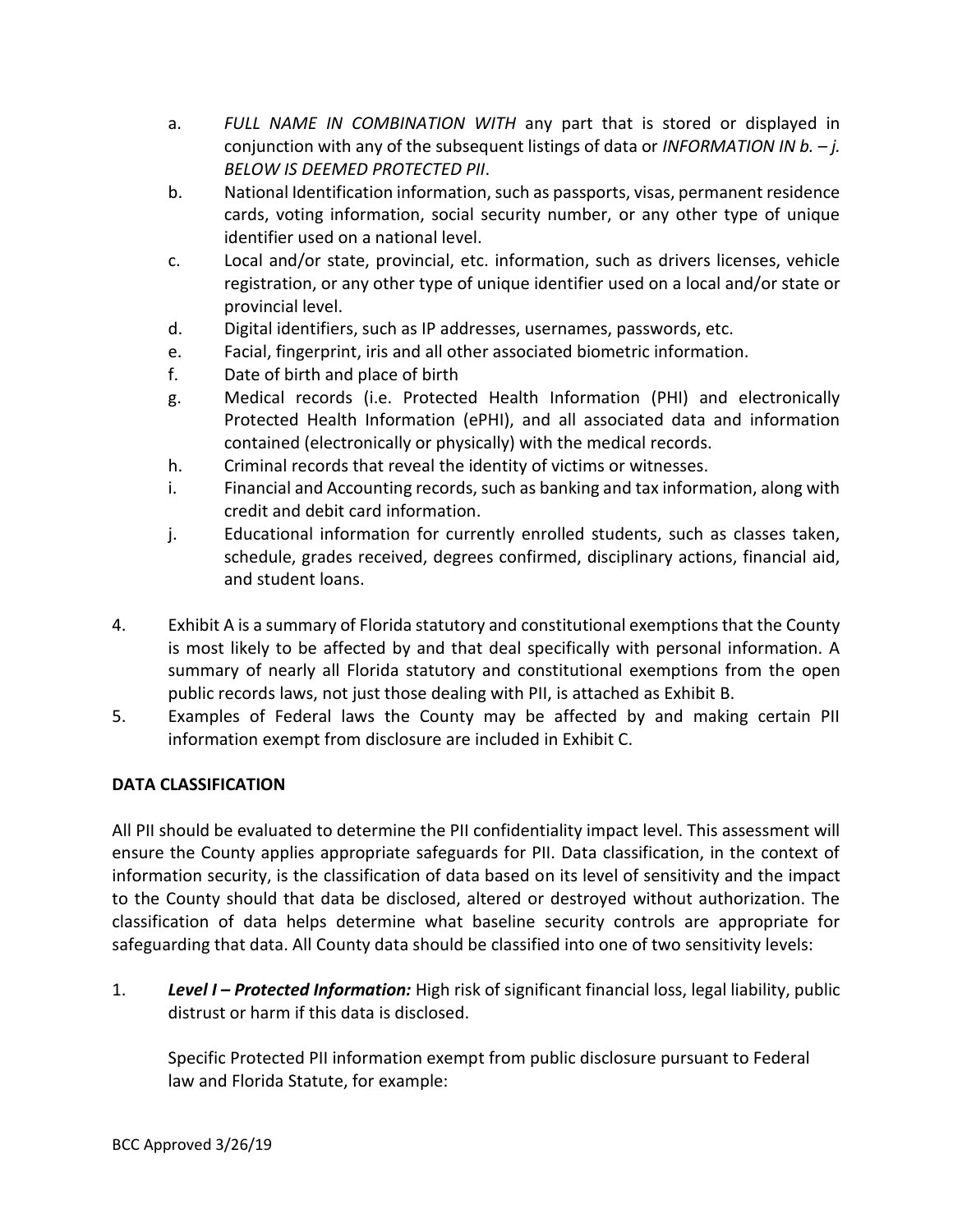a. *FULL NAME IN COMBINATION WITH* any part that is stored or displayed in conjunction with any of the subsequent listings of data or *INFORMATION IN b. – j. BELOW IS DEEMED PROTECTED PII*.

b. National Identification information, such as passports, visas, permanent residence cards, voting information, social security number, or any other type of unique identifier used on a national level.

c. Local and/or state, provincial, etc. information, such as drivers licenses, vehicle registration, or any other type of unique identifier used on a local and/or state or provincial level.

d. Digital identifiers, such as IP addresses, usernames, passwords, etc.

e. Facial, fingerprint, iris and all other associated biometric information.

f. Date of birth and place of birth

g. Medical records (i.e. Protected Health Information (PHI) and electronically Protected Health Information (ePHI), and all associated data and information contained (electronically or physically) with the medical records.

h. Criminal records that reveal the identity of victims or witnesses.

i. Financial and Accounting records, such as banking and tax information, along with credit and debit card information.

j. Educational information for currently enrolled students, such as classes taken, schedule, grades received, degrees confirmed, disciplinary actions, financial aid, and student loans.

4. Exhibit A is a summary of Florida statutory and constitutional exemptions that the County is most likely to be affected by and that deal specifically with personal information. A summary of nearly all Florida statutory and constitutional exemptions from the open public records laws, not just those dealing with PII, is attached as Exhibit B.

5. Examples of Federal laws the County may be affected by and making certain PII information exempt from disclosure are included in Exhibit C.

**DATA CLASSIFICATION**

All PII should be evaluated to determine the PII confidentiality impact level. This assessment will ensure the County applies appropriate safeguards for PII. Data classification, in the context of information security, is the classification of data based on its level of sensitivity and the impact to the County should that data be disclosed, altered or destroyed without authorization. The classification of data helps determine what baseline security controls are appropriate for safeguarding that data. All County data should be classified into one of two sensitivity levels:

1. ***Level I – Protected Information:*** High risk of significant financial loss, legal liability, public distrust or harm if this data is disclosed.

   Specific Protected PII information exempt from public disclosure pursuant to Federal law and Florida Statute, for example: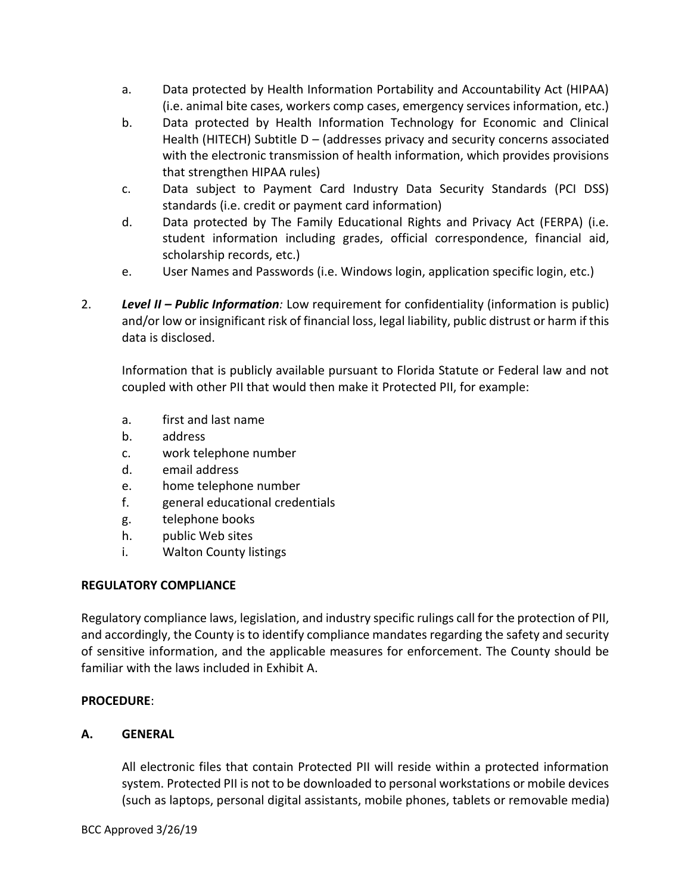a. Data protected by Health Information Portability and Accountability Act (HIPAA) (i.e. animal bite cases, workers comp cases, emergency services information, etc.)
b. Data protected by Health Information Technology for Economic and Clinical Health (HITECH) Subtitle D – (addresses privacy and security concerns associated with the electronic transmission of health information, which provides provisions that strengthen HIPAA rules)
c. Data subject to Payment Card Industry Data Security Standards (PCI DSS) standards (i.e. credit or payment card information)
d. Data protected by The Family Educational Rights and Privacy Act (FERPA) (i.e. student information including grades, official correspondence, financial aid, scholarship records, etc.)
e. User Names and Passwords (i.e. Windows login, application specific login, etc.)

2. ***Level II – Public Information****:* Low requirement for confidentiality (information is public) and/or low or insignificant risk of financial loss, legal liability, public distrust or harm if this data is disclosed.

   Information that is publicly available pursuant to Florida Statute or Federal law and not coupled with other PII that would then make it Protected PII, for example:

   a. first and last name
   b. address
   c. work telephone number
   d. email address
   e. home telephone number
   f. general educational credentials
   g. telephone books
   h. public Web sites
   i. Walton County listings

**REGULATORY COMPLIANCE**

Regulatory compliance laws, legislation, and industry specific rulings call for the protection of PII, and accordingly, the County is to identify compliance mandates regarding the safety and security of sensitive information, and the applicable measures for enforcement. The County should be familiar with the laws included in Exhibit A.

**PROCEDURE**:

**A. GENERAL**

All electronic files that contain Protected PII will reside within a protected information system. Protected PII is not to be downloaded to personal workstations or mobile devices (such as laptops, personal digital assistants, mobile phones, tablets or removable media)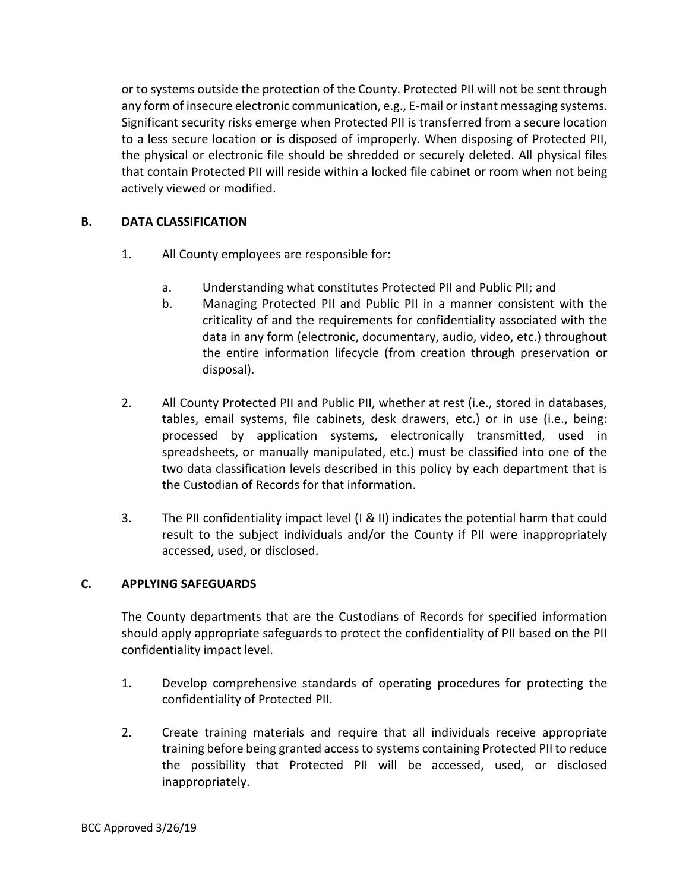or to systems outside the protection of the County. Protected PII will not be sent through any form of insecure electronic communication, e.g., E-mail or instant messaging systems. Significant security risks emerge when Protected PII is transferred from a secure location to a less secure location or is disposed of improperly. When disposing of Protected PII, the physical or electronic file should be shredded or securely deleted. All physical files that contain Protected PII will reside within a locked file cabinet or room when not being actively viewed or modified.

**B. DATA CLASSIFICATION**

1. All County employees are responsible for:

   a. Understanding what constitutes Protected PII and Public PII; and

   b. Managing Protected PII and Public PII in a manner consistent with the criticality of and the requirements for confidentiality associated with the data in any form (electronic, documentary, audio, video, etc.) throughout the entire information lifecycle (from creation through preservation or disposal).

2. All County Protected PII and Public PII, whether at rest (i.e., stored in databases, tables, email systems, file cabinets, desk drawers, etc.) or in use (i.e., being: processed by application systems, electronically transmitted, used in spreadsheets, or manually manipulated, etc.) must be classified into one of the two data classification levels described in this policy by each department that is the Custodian of Records for that information.

3. The PII confidentiality impact level (I & II) indicates the potential harm that could result to the subject individuals and/or the County if PII were inappropriately accessed, used, or disclosed.

**C. APPLYING SAFEGUARDS**

The County departments that are the Custodians of Records for specified information should apply appropriate safeguards to protect the confidentiality of PII based on the PII confidentiality impact level.

1. Develop comprehensive standards of operating procedures for protecting the confidentiality of Protected PII.

2. Create training materials and require that all individuals receive appropriate training before being granted access to systems containing Protected PII to reduce the possibility that Protected PII will be accessed, used, or disclosed inappropriately.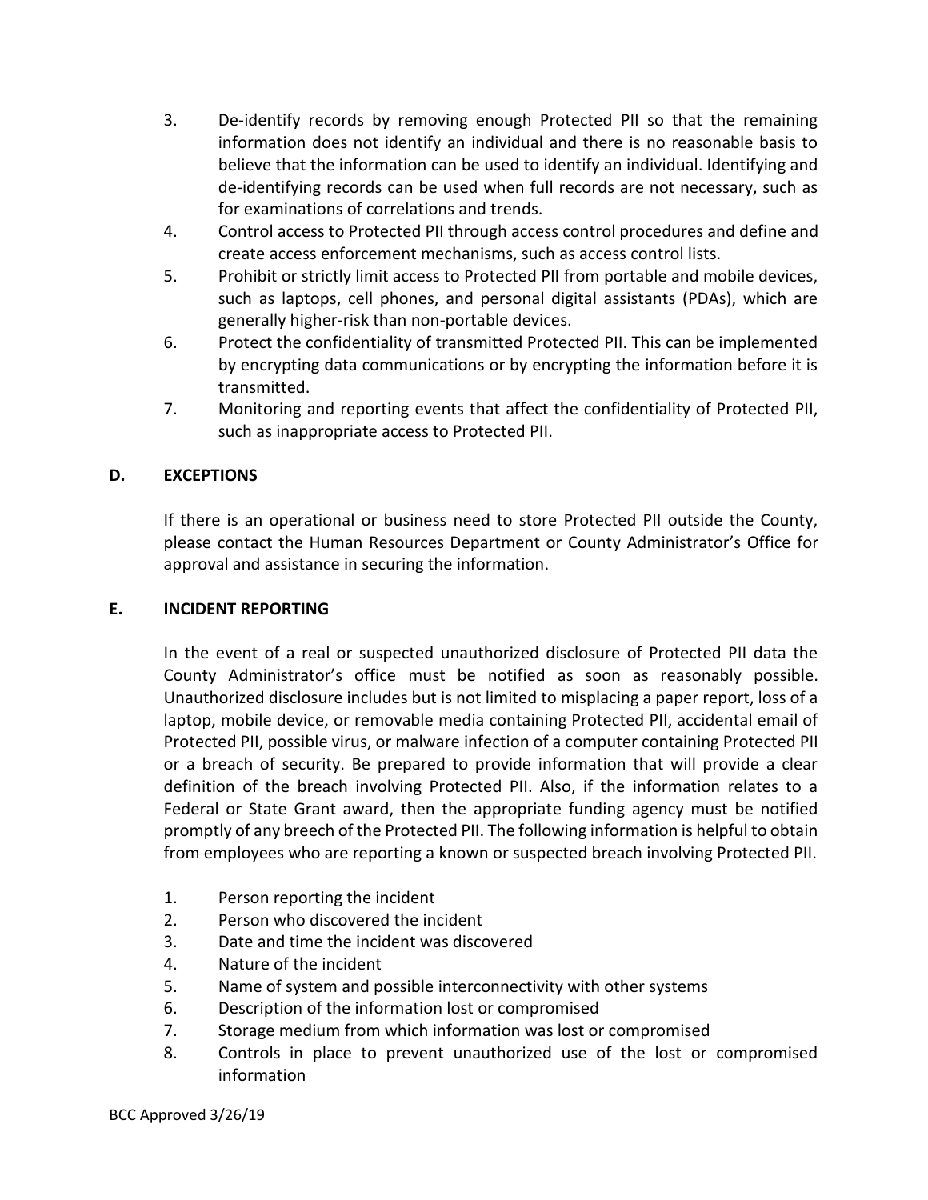3. De-identify records by removing enough Protected PII so that the remaining information does not identify an individual and there is no reasonable basis to believe that the information can be used to identify an individual. Identifying and de-identifying records can be used when full records are not necessary, such as for examinations of correlations and trends.
4. Control access to Protected PII through access control procedures and define and create access enforcement mechanisms, such as access control lists.
5. Prohibit or strictly limit access to Protected PII from portable and mobile devices, such as laptops, cell phones, and personal digital assistants (PDAs), which are generally higher-risk than non-portable devices.
6. Protect the confidentiality of transmitted Protected PII. This can be implemented by encrypting data communications or by encrypting the information before it is transmitted.
7. Monitoring and reporting events that affect the confidentiality of Protected PII, such as inappropriate access to Protected PII.

## D. EXCEPTIONS

If there is an operational or business need to store Protected PII outside the County, please contact the Human Resources Department or County Administrator's Office for approval and assistance in securing the information.

## E. INCIDENT REPORTING

In the event of a real or suspected unauthorized disclosure of Protected PII data the County Administrator's office must be notified as soon as reasonably possible. Unauthorized disclosure includes but is not limited to misplacing a paper report, loss of a laptop, mobile device, or removable media containing Protected PII, accidental email of Protected PII, possible virus, or malware infection of a computer containing Protected PII or a breach of security. Be prepared to provide information that will provide a clear definition of the breach involving Protected PII. Also, if the information relates to a Federal or State Grant award, then the appropriate funding agency must be notified promptly of any breech of the Protected PII. The following information is helpful to obtain from employees who are reporting a known or suspected breach involving Protected PII.

1. Person reporting the incident
2. Person who discovered the incident
3. Date and time the incident was discovered
4. Nature of the incident
5. Name of system and possible interconnectivity with other systems
6. Description of the information lost or compromised
7. Storage medium from which information was lost or compromised
8. Controls in place to prevent unauthorized use of the lost or compromised information

BCC Approved 3/26/19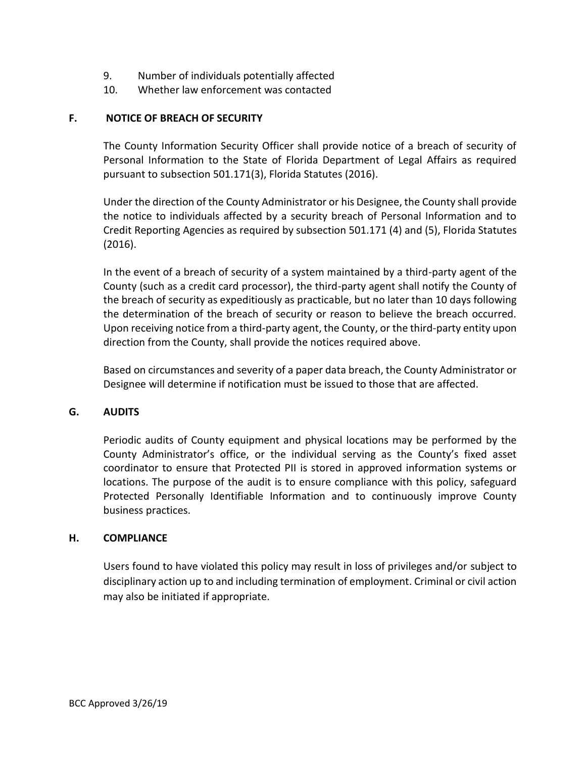9. Number of individuals potentially affected
10. Whether law enforcement was contacted

## F. NOTICE OF BREACH OF SECURITY

The County Information Security Officer shall provide notice of a breach of security of Personal Information to the State of Florida Department of Legal Affairs as required pursuant to subsection 501.171(3), Florida Statutes (2016).

Under the direction of the County Administrator or his Designee, the County shall provide the notice to individuals affected by a security breach of Personal Information and to Credit Reporting Agencies as required by subsection 501.171 (4) and (5), Florida Statutes (2016).

In the event of a breach of security of a system maintained by a third-party agent of the County (such as a credit card processor), the third-party agent shall notify the County of the breach of security as expeditiously as practicable, but no later than 10 days following the determination of the breach of security or reason to believe the breach occurred. Upon receiving notice from a third-party agent, the County, or the third-party entity upon direction from the County, shall provide the notices required above.

Based on circumstances and severity of a paper data breach, the County Administrator or Designee will determine if notification must be issued to those that are affected.

## G. AUDITS

Periodic audits of County equipment and physical locations may be performed by the County Administrator's office, or the individual serving as the County's fixed asset coordinator to ensure that Protected PII is stored in approved information systems or locations. The purpose of the audit is to ensure compliance with this policy, safeguard Protected Personally Identifiable Information and to continuously improve County business practices.

## H. COMPLIANCE

Users found to have violated this policy may result in loss of privileges and/or subject to disciplinary action up to and including termination of employment. Criminal or civil action may also be initiated if appropriate.

BCC Approved 3/26/19